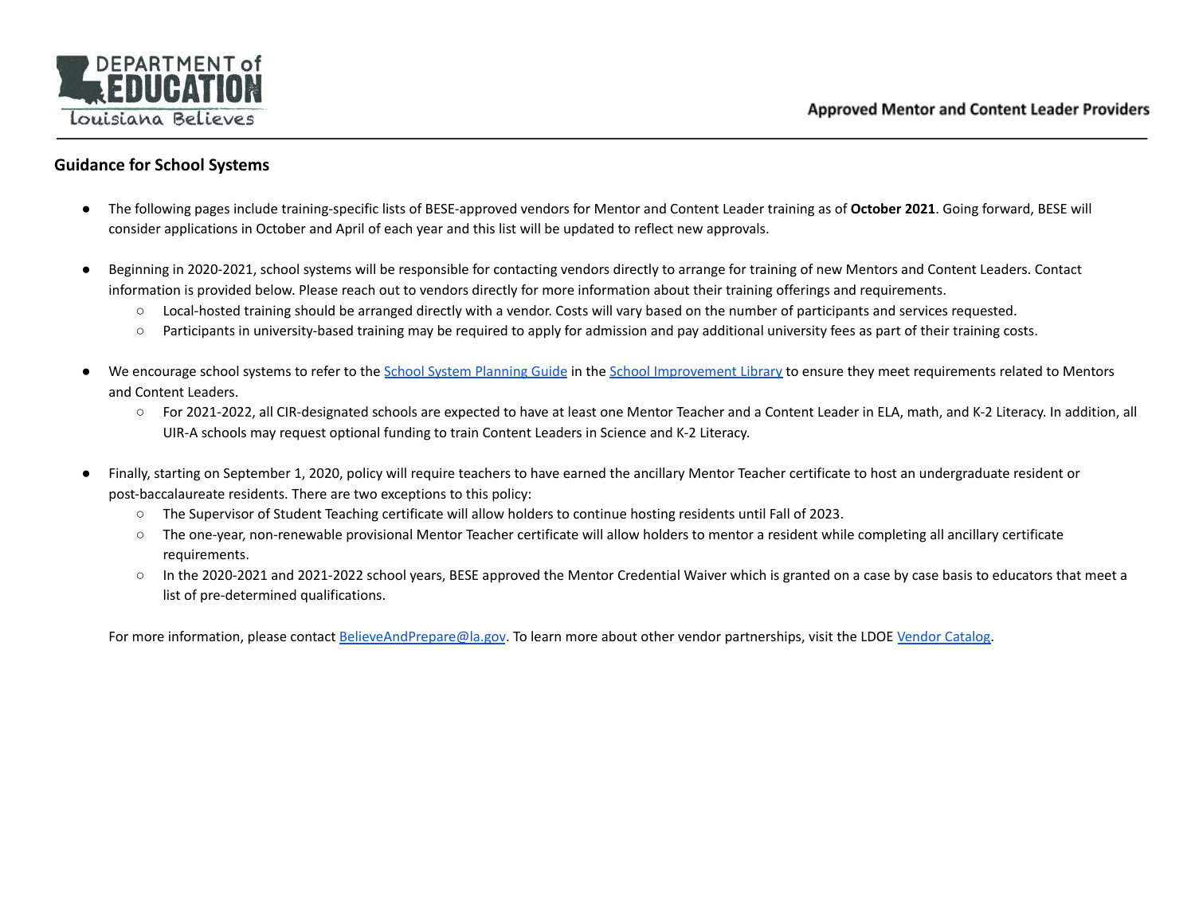Approved Mentor and Content Leader Providers

## Guidance for School Systems

- The following pages include training-specific lists of BESE-approved vendors for Mentor and Content Leader training as of **October 2021**. Going forward, BESE will consider applications in October and April of each year and this list will be updated to reflect new approvals.

- Beginning in 2020-2021, school systems will be responsible for contacting vendors directly to arrange for training of new Mentors and Content Leaders. Contact information is provided below. Please reach out to vendors directly for more information about their training offerings and requirements.
  - Local-hosted training should be arranged directly with a vendor. Costs will vary based on the number of participants and services requested.
  - Participants in university-based training may be required to apply for admission and pay additional university fees as part of their training costs.

- We encourage school systems to refer to the School System Planning Guide in the School Improvement Library to ensure they meet requirements related to Mentors and Content Leaders.
  - For 2021-2022, all CIR-designated schools are expected to have at least one Mentor Teacher and a Content Leader in ELA, math, and K-2 Literacy. In addition, all UIR-A schools may request optional funding to train Content Leaders in Science and K-2 Literacy.

- Finally, starting on September 1, 2020, policy will require teachers to have earned the ancillary Mentor Teacher certificate to host an undergraduate resident or post-baccalaureate residents. There are two exceptions to this policy:
  - The Supervisor of Student Teaching certificate will allow holders to continue hosting residents until Fall of 2023.
  - The one-year, non-renewable provisional Mentor Teacher certificate will allow holders to mentor a resident while completing all ancillary certificate requirements.
  - In the 2020-2021 and 2021-2022 school years, BESE approved the Mentor Credential Waiver which is granted on a case by case basis to educators that meet a list of pre-determined qualifications.

For more information, please contact BelieveAndPrepare@la.gov. To learn more about other vendor partnerships, visit the LDOE Vendor Catalog.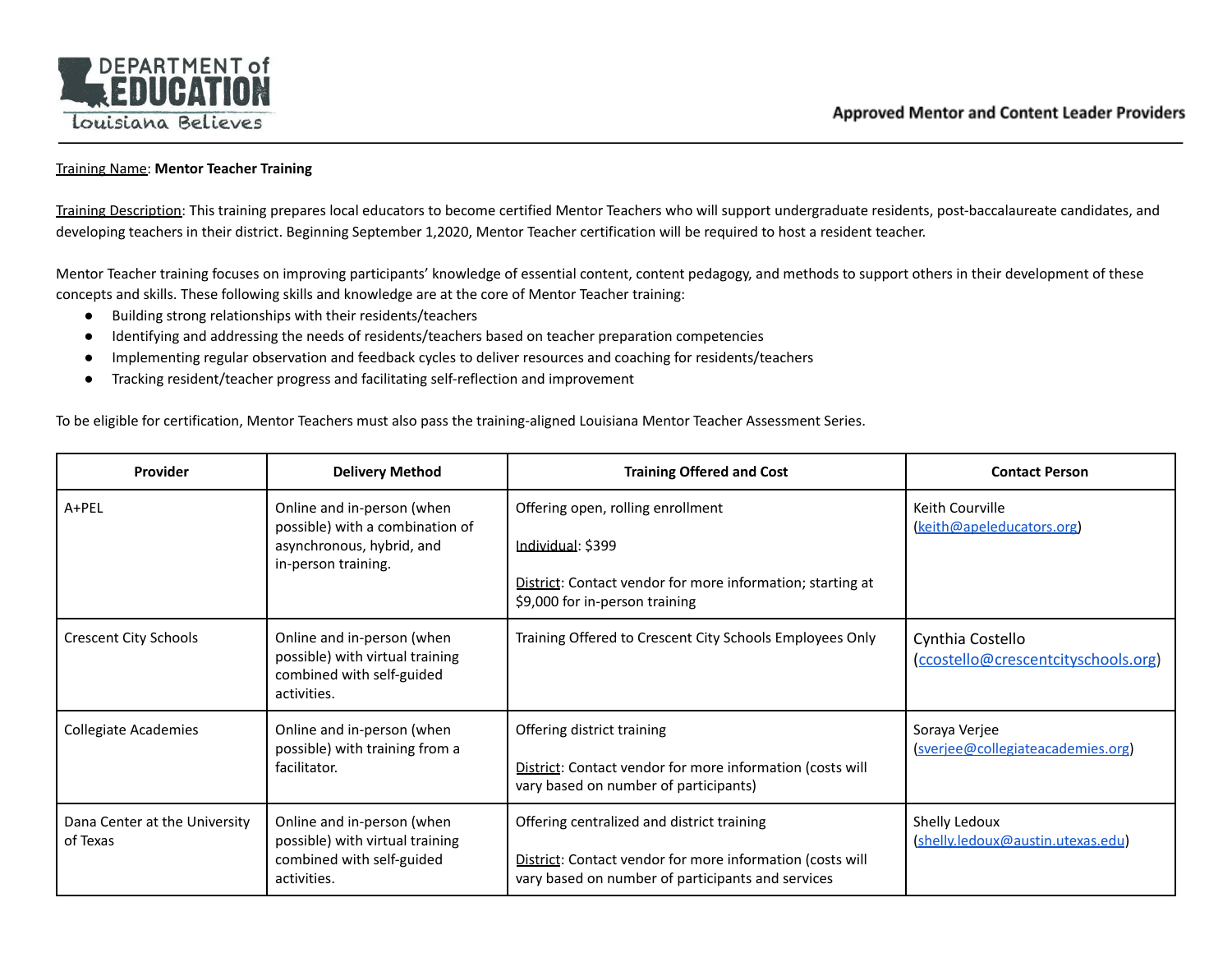Training Name: **Mentor Teacher Training**

Training Description: This training prepares local educators to become certified Mentor Teachers who will support undergraduate residents, post-baccalaureate candidates, and developing teachers in their district. Beginning September 1,2020, Mentor Teacher certification will be required to host a resident teacher.

Mentor Teacher training focuses on improving participants' knowledge of essential content, content pedagogy, and methods to support others in their development of these concepts and skills. These following skills and knowledge are at the core of Mentor Teacher training:

- Building strong relationships with their residents/teachers
- Identifying and addressing the needs of residents/teachers based on teacher preparation competencies
- Implementing regular observation and feedback cycles to deliver resources and coaching for residents/teachers
- Tracking resident/teacher progress and facilitating self-reflection and improvement

To be eligible for certification, Mentor Teachers must also pass the training-aligned Louisiana Mentor Teacher Assessment Series.

| Provider | Delivery Method | Training Offered and Cost | Contact Person |
|---|---|---|---|
| A+PEL | Online and in-person (when possible) with a combination of asynchronous, hybrid, and in-person training. | Offering open, rolling enrollment<br><br>Individual: $399<br><br>District: Contact vendor for more information; starting at $9,000 for in-person training | Keith Courville (keith@apeleducators.org) |
| Crescent City Schools | Online and in-person (when possible) with virtual training combined with self-guided activities. | Training Offered to Crescent City Schools Employees Only | Cynthia Costello (ccostello@crescentcityschools.org) |
| Collegiate Academies | Online and in-person (when possible) with training from a facilitator. | Offering district training<br><br>District: Contact vendor for more information (costs will vary based on number of participants) | Soraya Verjee (sverjee@collegiateacademies.org) |
| Dana Center at the University of Texas | Online and in-person (when possible) with virtual training combined with self-guided activities. | Offering centralized and district training<br><br>District: Contact vendor for more information (costs will vary based on number of participants and services | Shelly Ledoux (shelly.ledoux@austin.utexas.edu) |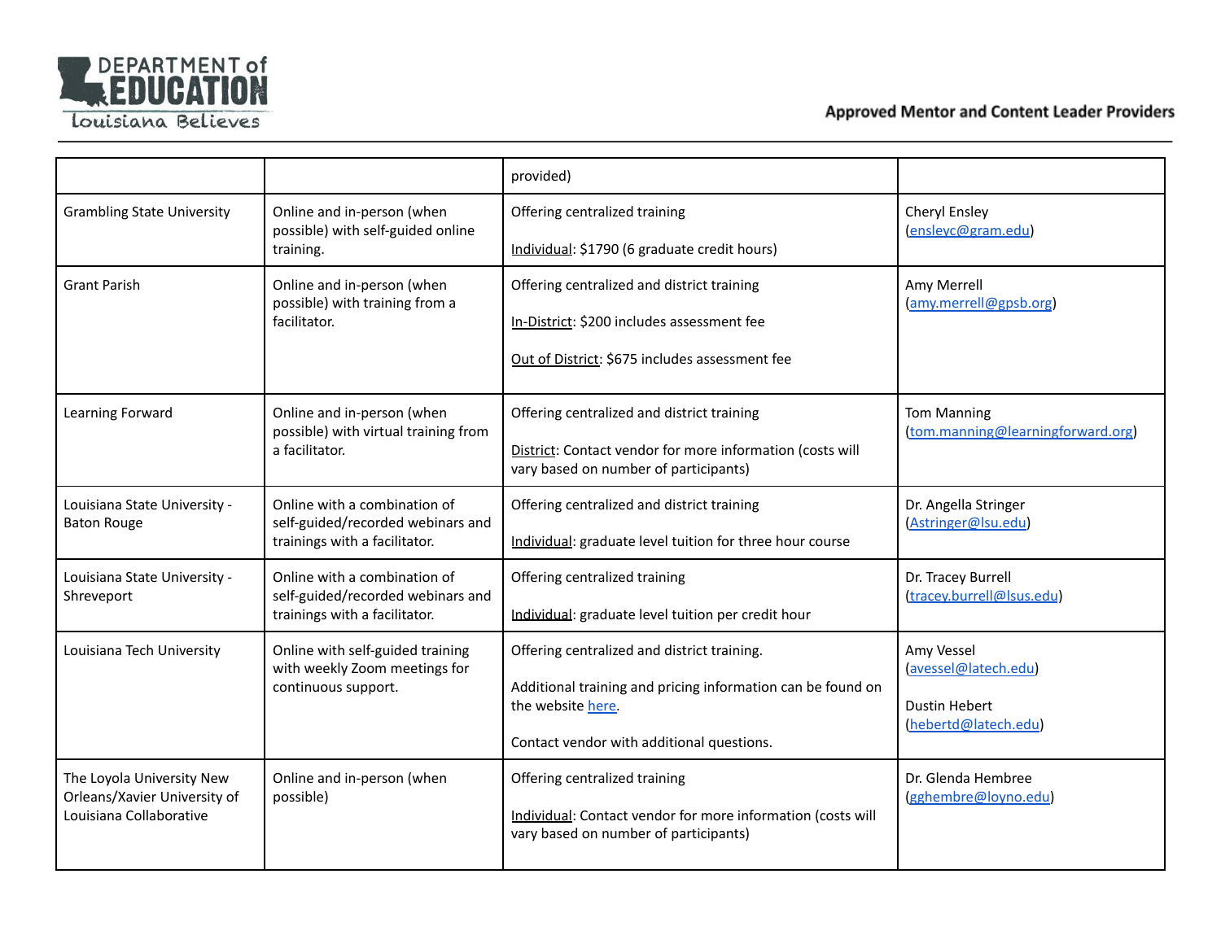| | | provided) | |
|---|---|---|---|
| Grambling State University | Online and in-person (when possible) with self-guided online training. | Offering centralized training<br><br>Individual: $1790 (6 graduate credit hours) | Cheryl Ensley (ensleyc@gram.edu) |
| Grant Parish | Online and in-person (when possible) with training from a facilitator. | Offering centralized and district training<br><br>In-District: $200 includes assessment fee<br><br>Out of District: $675 includes assessment fee | Amy Merrell (amy.merrell@gpsb.org) |
| Learning Forward | Online and in-person (when possible) with virtual training from a facilitator. | Offering centralized and district training<br><br>District: Contact vendor for more information (costs will vary based on number of participants) | Tom Manning (tom.manning@learningforward.org) |
| Louisiana State University - Baton Rouge | Online with a combination of self-guided/recorded webinars and trainings with a facilitator. | Offering centralized and district training<br><br>Individual: graduate level tuition for three hour course | Dr. Angella Stringer (Astringer@lsu.edu) |
| Louisiana State University - Shreveport | Online with a combination of self-guided/recorded webinars and trainings with a facilitator. | Offering centralized training<br><br>Individual: graduate level tuition per credit hour | Dr. Tracey Burrell (tracey.burrell@lsus.edu) |
| Louisiana Tech University | Online with self-guided training with weekly Zoom meetings for continuous support. | Offering centralized and district training.<br><br>Additional training and pricing information can be found on the website here.<br><br>Contact vendor with additional questions. | Amy Vessel (avessel@latech.edu)<br><br>Dustin Hebert (hebertd@latech.edu) |
| The Loyola University New Orleans/Xavier University of Louisiana Collaborative | Online and in-person (when possible) | Offering centralized training<br><br>Individual: Contact vendor for more information (costs will vary based on number of participants) | Dr. Glenda Hembree (gghembre@loyno.edu) |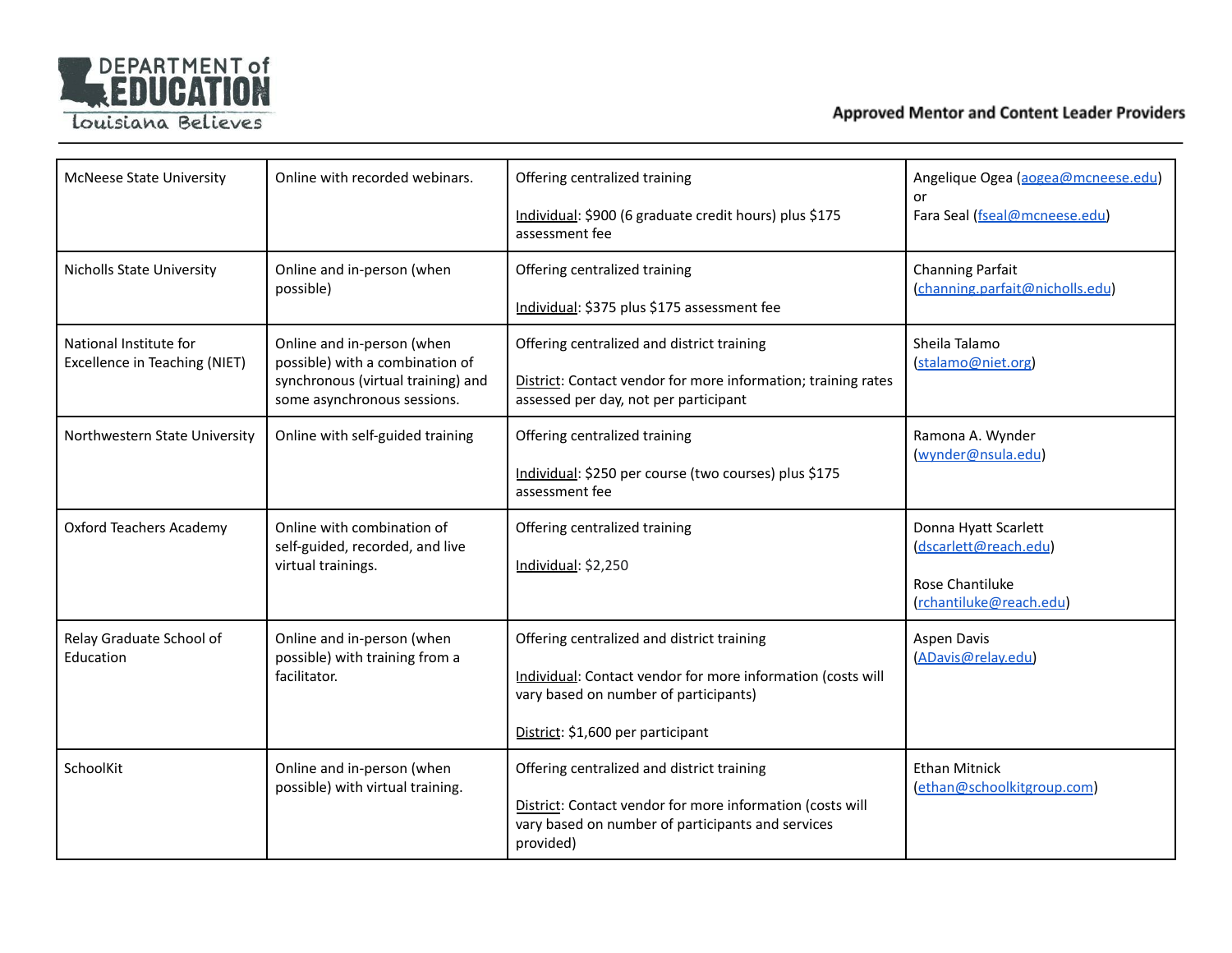| | | | |
|---|---|---|---|
| McNeese State University | Online with recorded webinars. | Offering centralized training<br><br>Individual: $900 (6 graduate credit hours) plus $175 assessment fee | Angelique Ogea (aogea@mcneese.edu) or<br>Fara Seal (fseal@mcneese.edu) |
| Nicholls State University | Online and in-person (when possible) | Offering centralized training<br><br>Individual: $375 plus $175 assessment fee | Channing Parfait (channing.parfait@nicholls.edu) |
| National Institute for Excellence in Teaching (NIET) | Online and in-person (when possible) with a combination of synchronous (virtual training) and some asynchronous sessions. | Offering centralized and district training<br><br>District: Contact vendor for more information; training rates assessed per day, not per participant | Sheila Talamo (stalamo@niet.org) |
| Northwestern State University | Online with self-guided training | Offering centralized training<br><br>Individual: $250 per course (two courses) plus $175 assessment fee | Ramona A. Wynder (wynder@nsula.edu) |
| Oxford Teachers Academy | Online with combination of self-guided, recorded, and live virtual trainings. | Offering centralized training<br><br>Individual: $2,250 | Donna Hyatt Scarlett (dscarlett@reach.edu)<br><br>Rose Chantiluke (rchantiluke@reach.edu) |
| Relay Graduate School of Education | Online and in-person (when possible) with training from a facilitator. | Offering centralized and district training<br><br>Individual: Contact vendor for more information (costs will vary based on number of participants)<br><br>District: $1,600 per participant | Aspen Davis (ADavis@relay.edu) |
| SchoolKit | Online and in-person (when possible) with virtual training. | Offering centralized and district training<br><br>District: Contact vendor for more information (costs will vary based on number of participants and services provided) | Ethan Mitnick (ethan@schoolkitgroup.com) |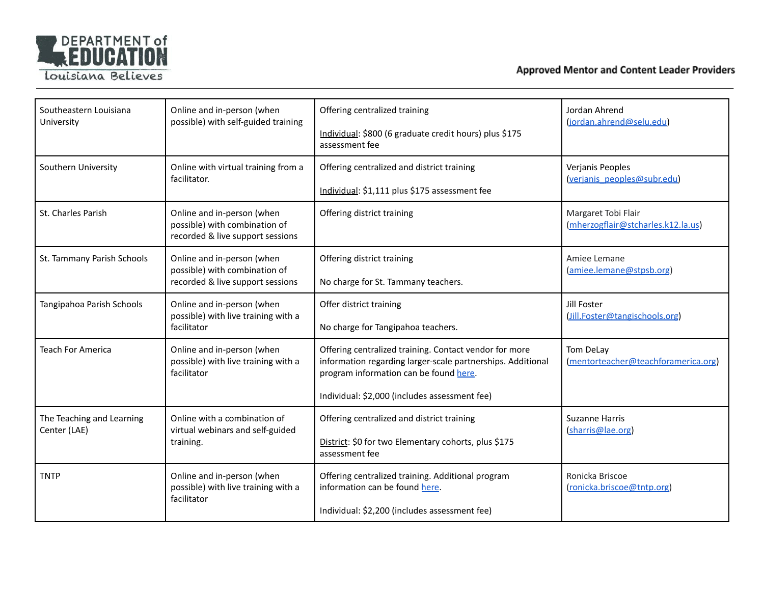| | | | |
|---|---|---|---|
| Southeastern Louisiana University | Online and in-person (when possible) with self-guided training | Offering centralized training<br><br>Individual: $800 (6 graduate credit hours) plus $175 assessment fee | Jordan Ahrend (jordan.ahrend@selu.edu) |
| Southern University | Online with virtual training from a facilitator. | Offering centralized and district training<br><br>Individual: $1,111 plus $175 assessment fee | Verjanis Peoples (verjanis_peoples@subr.edu) |
| St. Charles Parish | Online and in-person (when possible) with combination of recorded & live support sessions | Offering district training | Margaret Tobi Flair (mherzogflair@stcharles.k12.la.us) |
| St. Tammany Parish Schools | Online and in-person (when possible) with combination of recorded & live support sessions | Offering district training<br><br>No charge for St. Tammany teachers. | Amiee Lemane (amiee.lemane@stpsb.org) |
| Tangipahoa Parish Schools | Online and in-person (when possible) with live training with a facilitator | Offer district training<br><br>No charge for Tangipahoa teachers. | Jill Foster (Jill.Foster@tangischools.org) |
| Teach For America | Online and in-person (when possible) with live training with a facilitator | Offering centralized training. Contact vendor for more information regarding larger-scale partnerships. Additional program information can be found here.<br><br>Individual: $2,000 (includes assessment fee) | Tom DeLay (mentorteacher@teachforamerica.org) |
| The Teaching and Learning Center (LAE) | Online with a combination of virtual webinars and self-guided training. | Offering centralized and district training<br><br>District: $0 for two Elementary cohorts, plus $175 assessment fee | Suzanne Harris (sharris@lae.org) |
| TNTP | Online and in-person (when possible) with live training with a facilitator | Offering centralized training. Additional program information can be found here.<br><br>Individual: $2,200 (includes assessment fee) | Ronicka Briscoe (ronicka.briscoe@tntp.org) |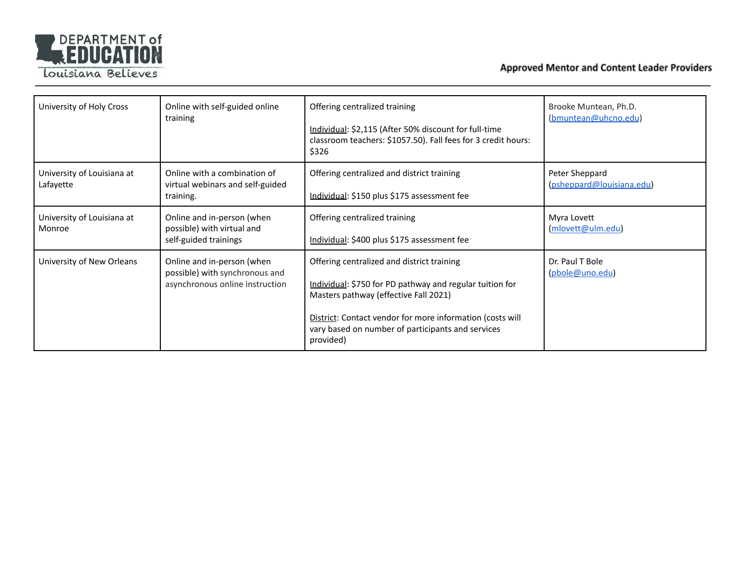| | | | |
|---|---|---|---|
| University of Holy Cross | Online with self-guided online training | Offering centralized training<br><br>Individual: $2,115 (After 50% discount for full-time classroom teachers: $1057.50). Fall fees for 3 credit hours: $326 | Brooke Muntean, Ph.D. (bmuntean@uhcno.edu) |
| University of Louisiana at Lafayette | Online with a combination of virtual webinars and self-guided training. | Offering centralized and district training<br><br>Individual: $150 plus $175 assessment fee | Peter Sheppard (psheppard@louisiana.edu) |
| University of Louisiana at Monroe | Online and in-person (when possible) with virtual and self-guided trainings | Offering centralized training<br><br>Individual: $400 plus $175 assessment fee | Myra Lovett (mlovett@ulm.edu) |
| University of New Orleans | Online and in-person (when possible) with synchronous and asynchronous online instruction | Offering centralized and district training<br><br>Individual: $750 for PD pathway and regular tuition for Masters pathway (effective Fall 2021)<br><br>District: Contact vendor for more information (costs will vary based on number of participants and services provided) | Dr. Paul T Bole (pbole@uno.edu) |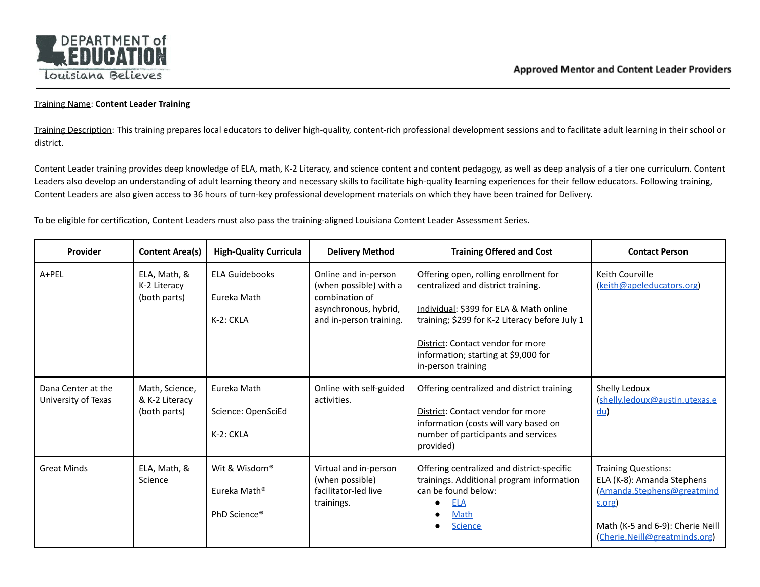Training Name: **Content Leader Training**

Training Description: This training prepares local educators to deliver high-quality, content-rich professional development sessions and to facilitate adult learning in their school or district.

Content Leader training provides deep knowledge of ELA, math, K-2 Literacy, and science content and content pedagogy, as well as deep analysis of a tier one curriculum. Content Leaders also develop an understanding of adult learning theory and necessary skills to facilitate high-quality learning experiences for their fellow educators. Following training, Content Leaders are also given access to 36 hours of turn-key professional development materials on which they have been trained for Delivery.

To be eligible for certification, Content Leaders must also pass the training-aligned Louisiana Content Leader Assessment Series.

| Provider | Content Area(s) | High-Quality Curricula | Delivery Method | Training Offered and Cost | Contact Person |
|---|---|---|---|---|---|
| A+PEL | ELA, Math, & K-2 Literacy (both parts) | ELA Guidebooks<br><br>Eureka Math<br><br>K-2: CKLA | Online and in-person (when possible) with a combination of asynchronous, hybrid, and in-person training. | Offering open, rolling enrollment for centralized and district training.<br><br>Individual: $399 for ELA & Math online training; $299 for K-2 Literacy before July 1<br><br>District: Contact vendor for more information; starting at $9,000 for in-person training | Keith Courville (keith@apeleducators.org) |
| Dana Center at the University of Texas | Math, Science, & K-2 Literacy (both parts) | Eureka Math<br><br>Science: OpenSciEd<br><br>K-2: CKLA | Online with self-guided activities. | Offering centralized and district training<br><br>District: Contact vendor for more information (costs will vary based on number of participants and services provided) | Shelly Ledoux (shelly.ledoux@austin.utexas.edu) |
| Great Minds | ELA, Math, & Science | Wit & Wisdom®<br><br>Eureka Math®<br><br>PhD Science® | Virtual and in-person (when possible) facilitator-led live trainings. | Offering centralized and district-specific trainings. Additional program information can be found below:<br>• ELA<br>• Math<br>• Science | Training Questions:<br>ELA (K-8): Amanda Stephens (Amanda.Stephens@greatminds.org)<br><br>Math (K-5 and 6-9): Cherie Neill (Cherie.Neill@greatminds.org) |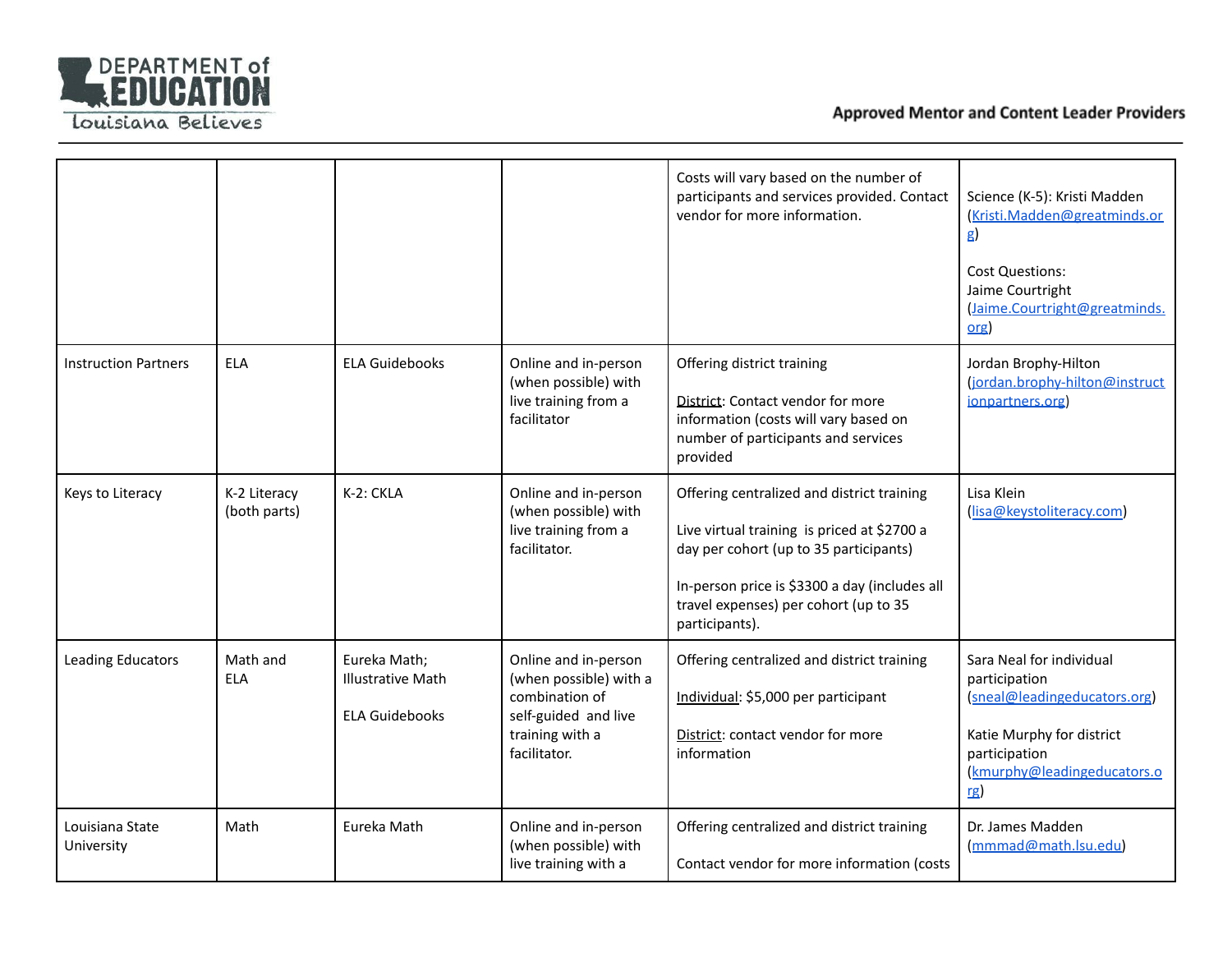| | | | | Costs will vary based on the number of participants and services provided. Contact vendor for more information. | Science (K-5): Kristi Madden (Kristi.Madden@greatminds.org)<br><br>Cost Questions:<br>Jaime Courtright (Jaime.Courtright@greatminds.org) |
|---|---|---|---|---|---|
| Instruction Partners | ELA | ELA Guidebooks | Online and in-person (when possible) with live training from a facilitator | Offering district training<br><br>District: Contact vendor for more information (costs will vary based on number of participants and services provided | Jordan Brophy-Hilton (jordan.brophy-hilton@instructionpartners.org) |
| Keys to Literacy | K-2 Literacy (both parts) | K-2: CKLA | Online and in-person (when possible) with live training from a facilitator. | Offering centralized and district training<br><br>Live virtual training is priced at $2700 a day per cohort (up to 35 participants)<br><br>In-person price is $3300 a day (includes all travel expenses) per cohort (up to 35 participants). | Lisa Klein (lisa@keystoliteracy.com) |
| Leading Educators | Math and ELA | Eureka Math; Illustrative Math<br><br>ELA Guidebooks | Online and in-person (when possible) with a combination of self-guided and live training with a facilitator. | Offering centralized and district training<br><br>Individual: $5,000 per participant<br><br>District: contact vendor for more information | Sara Neal for individual participation (sneal@leadingeducators.org)<br><br>Katie Murphy for district participation (kmurphy@leadingeducators.org) |
| Louisiana State University | Math | Eureka Math | Online and in-person (when possible) with live training with a | Offering centralized and district training<br><br>Contact vendor for more information (costs | Dr. James Madden (mmmad@math.lsu.edu) |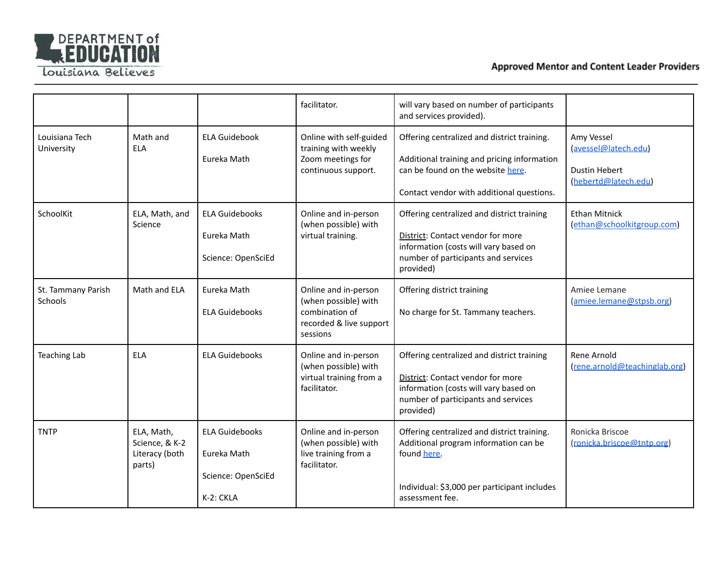| | | | | | |
|---|---|---|---|---|---|
| | | | facilitator. | will vary based on number of participants and services provided). | |
| Louisiana Tech University | Math and ELA | ELA Guidebook<br><br>Eureka Math | Online with self-guided training with weekly Zoom meetings for continuous support. | Offering centralized and district training.<br><br>Additional training and pricing information can be found on the website here.<br><br>Contact vendor with additional questions. | Amy Vessel (avessel@latech.edu)<br><br>Dustin Hebert (hebertd@latech.edu) |
| SchoolKit | ELA, Math, and Science | ELA Guidebooks<br><br>Eureka Math<br><br>Science: OpenSciEd | Online and in-person (when possible) with virtual training. | Offering centralized and district training<br><br>District: Contact vendor for more information (costs will vary based on number of participants and services provided) | Ethan Mitnick (ethan@schoolkitgroup.com) |
| St. Tammany Parish Schools | Math and ELA | Eureka Math<br><br>ELA Guidebooks | Online and in-person (when possible) with combination of recorded & live support sessions | Offering district training<br><br>No charge for St. Tammany teachers. | Amiee Lemane (amiee.lemane@stpsb.org) |
| Teaching Lab | ELA | ELA Guidebooks | Online and in-person (when possible) with virtual training from a facilitator. | Offering centralized and district training<br><br>District: Contact vendor for more information (costs will vary based on number of participants and services provided) | Rene Arnold (rene.arnold@teachinglab.org) |
| TNTP | ELA, Math, Science, & K-2 Literacy (both parts) | ELA Guidebooks<br><br>Eureka Math<br><br>Science: OpenSciEd<br><br>K-2: CKLA | Online and in-person (when possible) with live training from a facilitator. | Offering centralized and district training. Additional program information can be found here.<br><br>Individual: $3,000 per participant includes assessment fee. | Ronicka Briscoe (ronicka.briscoe@tntp.org) |